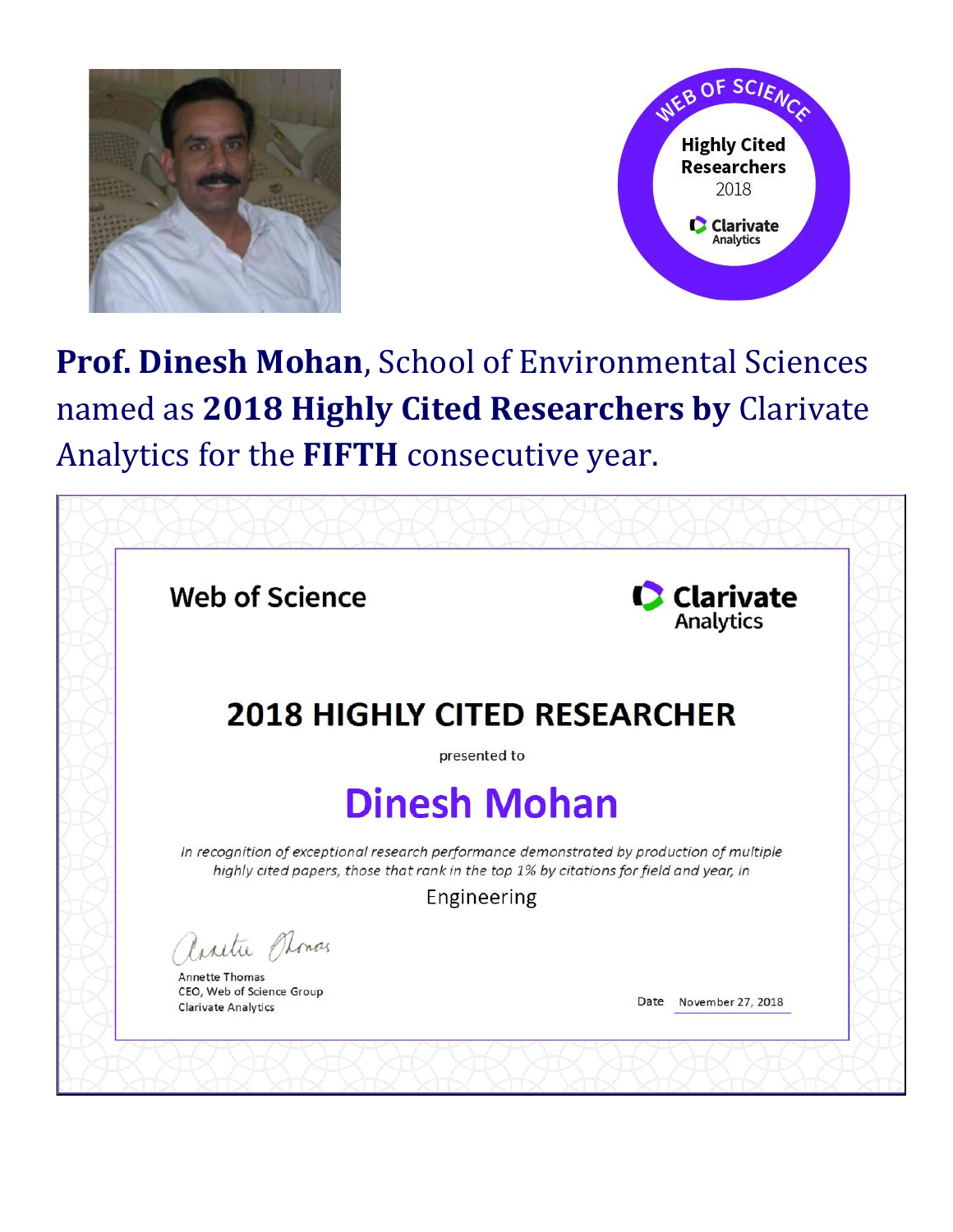WEB OF SCIENCE

**Highly Cited Researchers**
2018
Clarivate Analytics

**Prof. Dinesh Mohan**, School of Environmental Sciences named as **2018 Highly Cited Researchers by** Clarivate Analytics for the **FIFTH** consecutive year.

Web of Science

Clarivate Analytics

## 2018 HIGHLY CITED RESEARCHER

presented to

## Dinesh Mohan

*In recognition of exceptional research performance demonstrated by production of multiple highly cited papers, those that rank in the top 1% by citations for field and year, in*

Engineering

Annette Thomas
CEO, Web of Science Group
Clarivate Analytics

Date November 27, 2018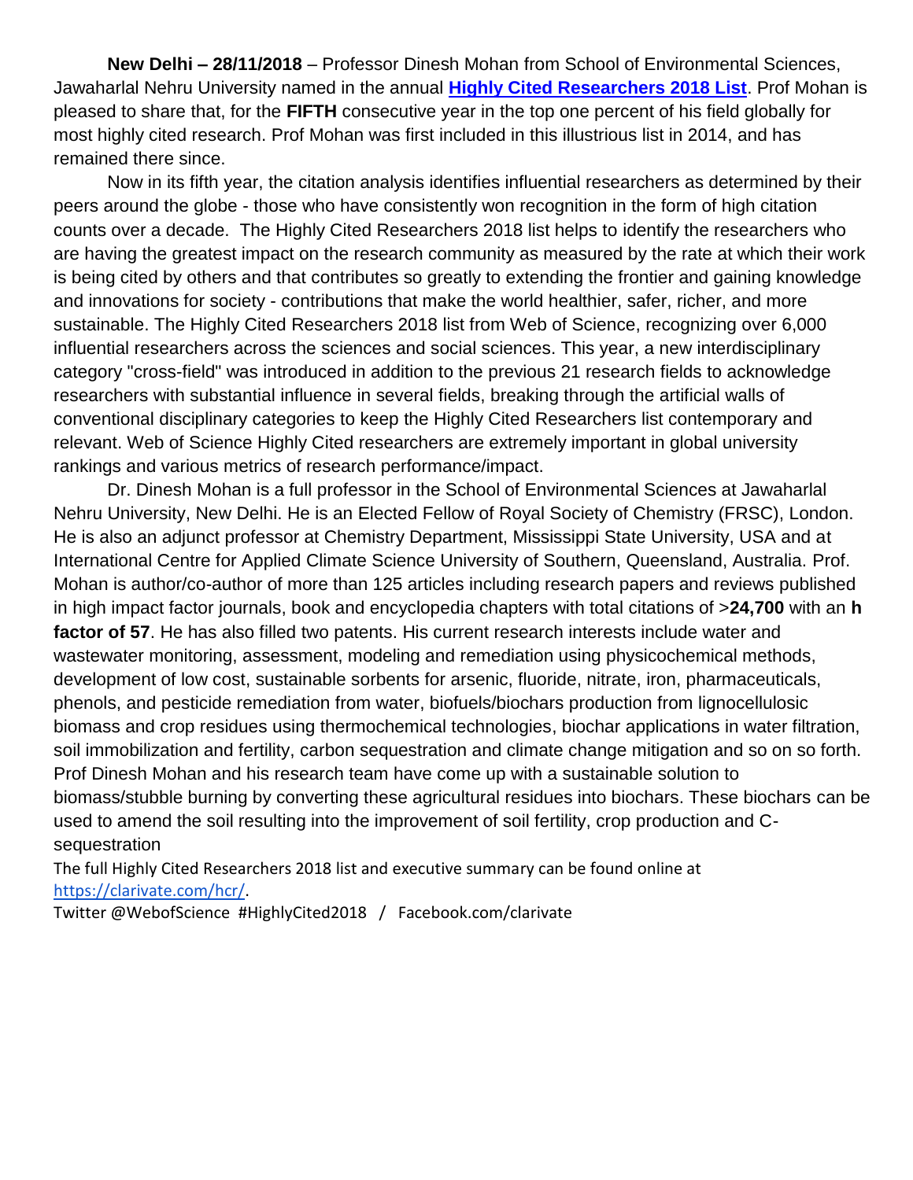**New Delhi – 28/11/2018** – Professor Dinesh Mohan from School of Environmental Sciences, Jawaharlal Nehru University named in the annual **Highly Cited Researchers 2018 List**. Prof Mohan is pleased to share that, for the **FIFTH** consecutive year in the top one percent of his field globally for most highly cited research. Prof Mohan was first included in this illustrious list in 2014, and has remained there since.

Now in its fifth year, the citation analysis identifies influential researchers as determined by their peers around the globe - those who have consistently won recognition in the form of high citation counts over a decade. The Highly Cited Researchers 2018 list helps to identify the researchers who are having the greatest impact on the research community as measured by the rate at which their work is being cited by others and that contributes so greatly to extending the frontier and gaining knowledge and innovations for society - contributions that make the world healthier, safer, richer, and more sustainable. The Highly Cited Researchers 2018 list from Web of Science, recognizing over 6,000 influential researchers across the sciences and social sciences. This year, a new interdisciplinary category "cross-field" was introduced in addition to the previous 21 research fields to acknowledge researchers with substantial influence in several fields, breaking through the artificial walls of conventional disciplinary categories to keep the Highly Cited Researchers list contemporary and relevant. Web of Science Highly Cited researchers are extremely important in global university rankings and various metrics of research performance/impact.

Dr. Dinesh Mohan is a full professor in the School of Environmental Sciences at Jawaharlal Nehru University, New Delhi. He is an Elected Fellow of Royal Society of Chemistry (FRSC), London. He is also an adjunct professor at Chemistry Department, Mississippi State University, USA and at International Centre for Applied Climate Science University of Southern, Queensland, Australia. Prof. Mohan is author/co-author of more than 125 articles including research papers and reviews published in high impact factor journals, book and encyclopedia chapters with total citations of >**24,700** with an **h factor of 57**. He has also filled two patents. His current research interests include water and wastewater monitoring, assessment, modeling and remediation using physicochemical methods, development of low cost, sustainable sorbents for arsenic, fluoride, nitrate, iron, pharmaceuticals, phenols, and pesticide remediation from water, biofuels/biochars production from lignocellulosic biomass and crop residues using thermochemical technologies, biochar applications in water filtration, soil immobilization and fertility, carbon sequestration and climate change mitigation and so on so forth. Prof Dinesh Mohan and his research team have come up with a sustainable solution to biomass/stubble burning by converting these agricultural residues into biochars. These biochars can be used to amend the soil resulting into the improvement of soil fertility, crop production and C-sequestration

The full Highly Cited Researchers 2018 list and executive summary can be found online at https://clarivate.com/hcr/.

Twitter @WebofScience #HighlyCited2018 / Facebook.com/clarivate